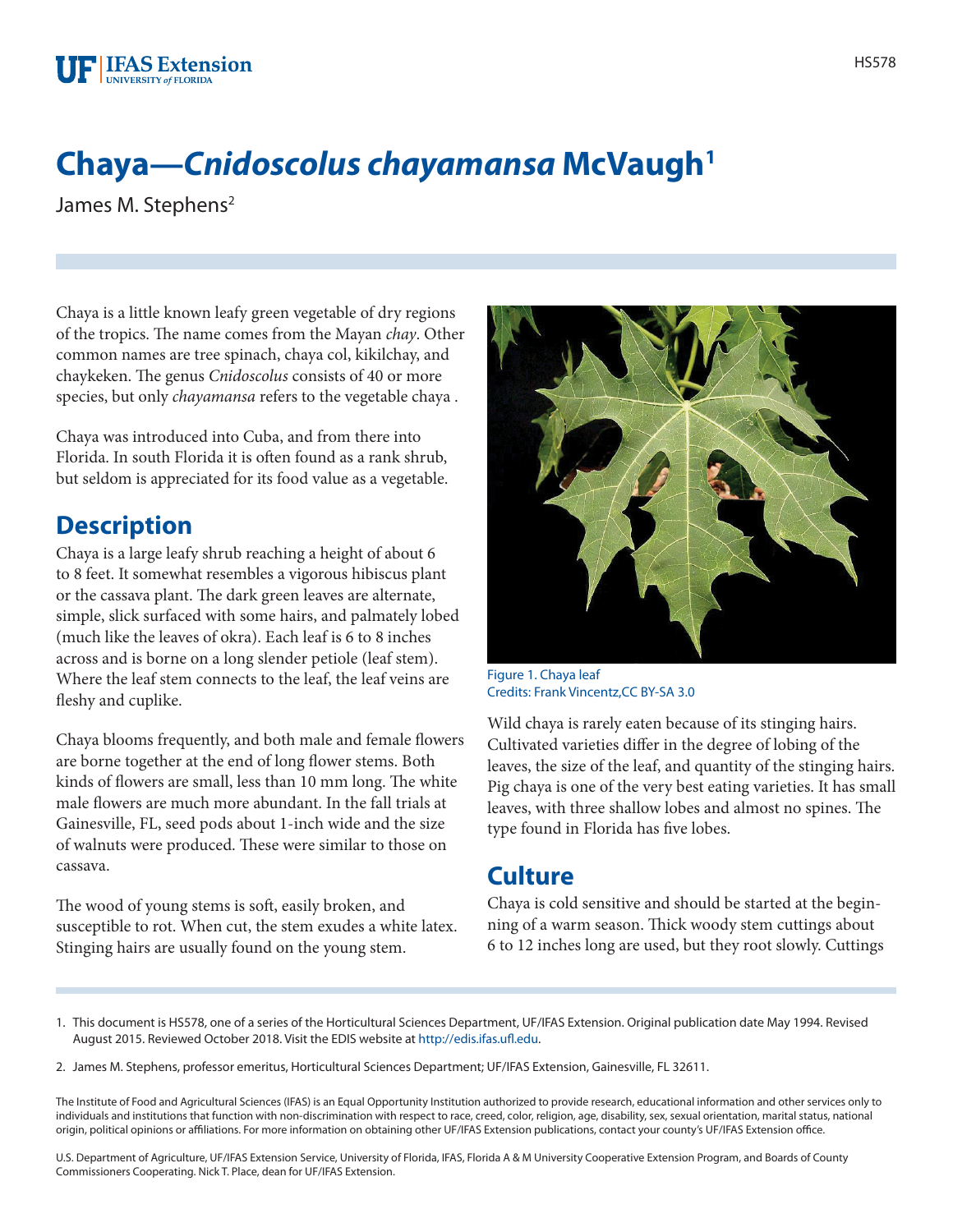# Chaya—*Cnidoscolus chayamansa* McVaugh[1]

James M. Stephens[2]

Chaya is a little known leafy green vegetable of dry regions of the tropics. The name comes from the Mayan *chay*. Other common names are tree spinach, chaya col, kikilchay, and chaykeken. The genus *Cnidoscolus* consists of 40 or more species, but only *chayamansa* refers to the vegetable chaya .

Chaya was introduced into Cuba, and from there into Florida. In south Florida it is often found as a rank shrub, but seldom is appreciated for its food value as a vegetable.

## Description

Chaya is a large leafy shrub reaching a height of about 6 to 8 feet. It somewhat resembles a vigorous hibiscus plant or the cassava plant. The dark green leaves are alternate, simple, slick surfaced with some hairs, and palmately lobed (much like the leaves of okra). Each leaf is 6 to 8 inches across and is borne on a long slender petiole (leaf stem). Where the leaf stem connects to the leaf, the leaf veins are fleshy and cuplike.

Chaya blooms frequently, and both male and female flowers are borne together at the end of long flower stems. Both kinds of flowers are small, less than 10 mm long. The white male flowers are much more abundant. In the fall trials at Gainesville, FL, seed pods about 1-inch wide and the size of walnuts were produced. These were similar to those on cassava.

The wood of young stems is soft, easily broken, and susceptible to rot. When cut, the stem exudes a white latex. Stinging hairs are usually found on the young stem.

Figure 1. Chaya leaf
Credits: Frank Vincentz,CC BY-SA 3.0

Wild chaya is rarely eaten because of its stinging hairs. Cultivated varieties differ in the degree of lobing of the leaves, the size of the leaf, and quantity of the stinging hairs. Pig chaya is one of the very best eating varieties. It has small leaves, with three shallow lobes and almost no spines. The type found in Florida has five lobes.

## Culture

Chaya is cold sensitive and should be started at the beginning of a warm season. Thick woody stem cuttings about 6 to 12 inches long are used, but they root slowly. Cuttings

1. This document is HS578, one of a series of the Horticultural Sciences Department, UF/IFAS Extension. Original publication date May 1994. Revised August 2015. Reviewed October 2018. Visit the EDIS website at http://edis.ifas.ufl.edu.

2. James M. Stephens, professor emeritus, Horticultural Sciences Department; UF/IFAS Extension, Gainesville, FL 32611.

The Institute of Food and Agricultural Sciences (IFAS) is an Equal Opportunity Institution authorized to provide research, educational information and other services only to individuals and institutions that function with non-discrimination with respect to race, creed, color, religion, age, disability, sex, sexual orientation, marital status, national origin, political opinions or affiliations. For more information on obtaining other UF/IFAS Extension publications, contact your county's UF/IFAS Extension office.

U.S. Department of Agriculture, UF/IFAS Extension Service, University of Florida, IFAS, Florida A & M University Cooperative Extension Program, and Boards of County Commissioners Cooperating. Nick T. Place, dean for UF/IFAS Extension.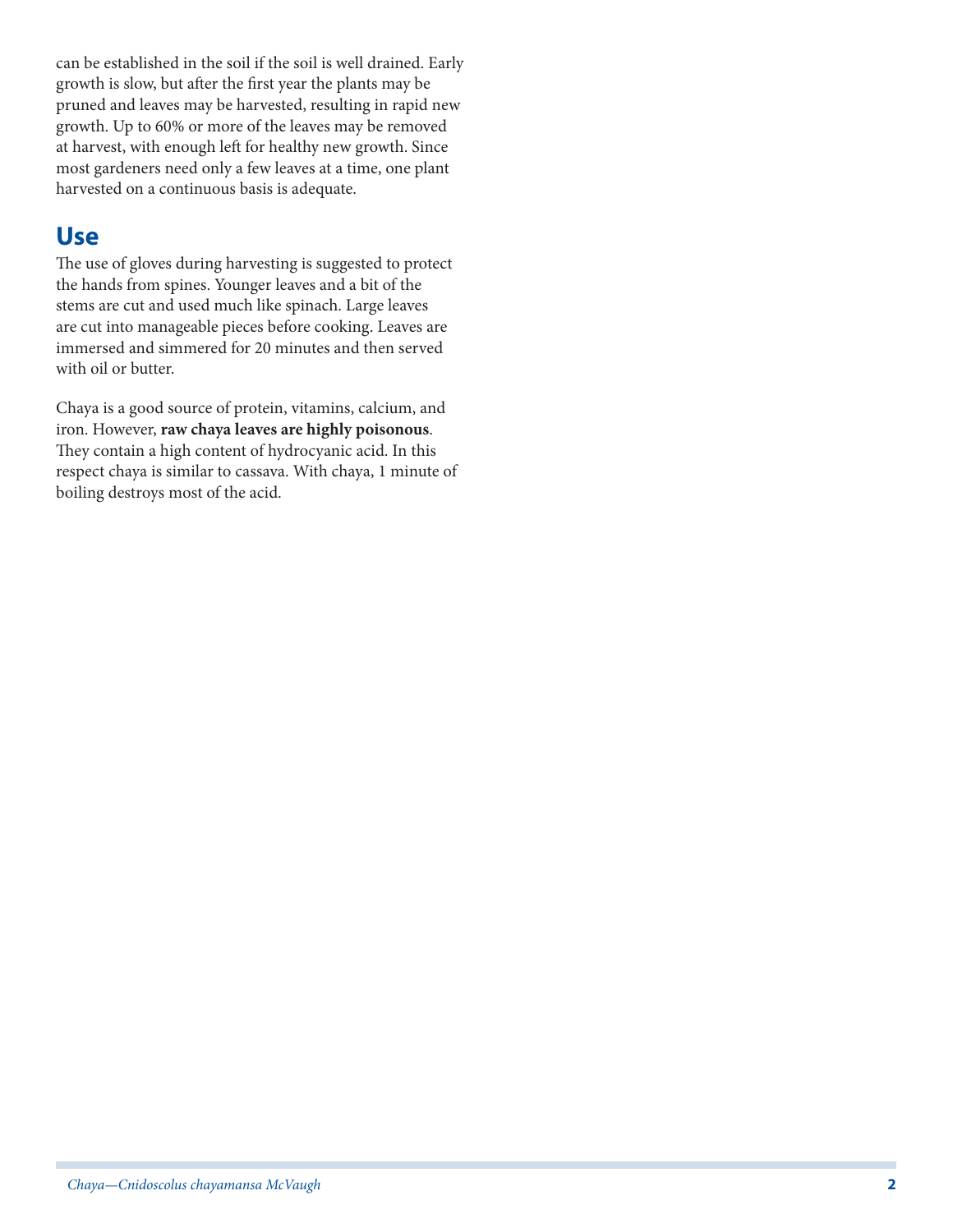can be established in the soil if the soil is well drained. Early growth is slow, but after the first year the plants may be pruned and leaves may be harvested, resulting in rapid new growth. Up to 60% or more of the leaves may be removed at harvest, with enough left for healthy new growth. Since most gardeners need only a few leaves at a time, one plant harvested on a continuous basis is adequate.

## Use

The use of gloves during harvesting is suggested to protect the hands from spines. Younger leaves and a bit of the stems are cut and used much like spinach. Large leaves are cut into manageable pieces before cooking. Leaves are immersed and simmered for 20 minutes and then served with oil or butter.

Chaya is a good source of protein, vitamins, calcium, and iron. However, **raw chaya leaves are highly poisonous**. They contain a high content of hydrocyanic acid. In this respect chaya is similar to cassava. With chaya, 1 minute of boiling destroys most of the acid.